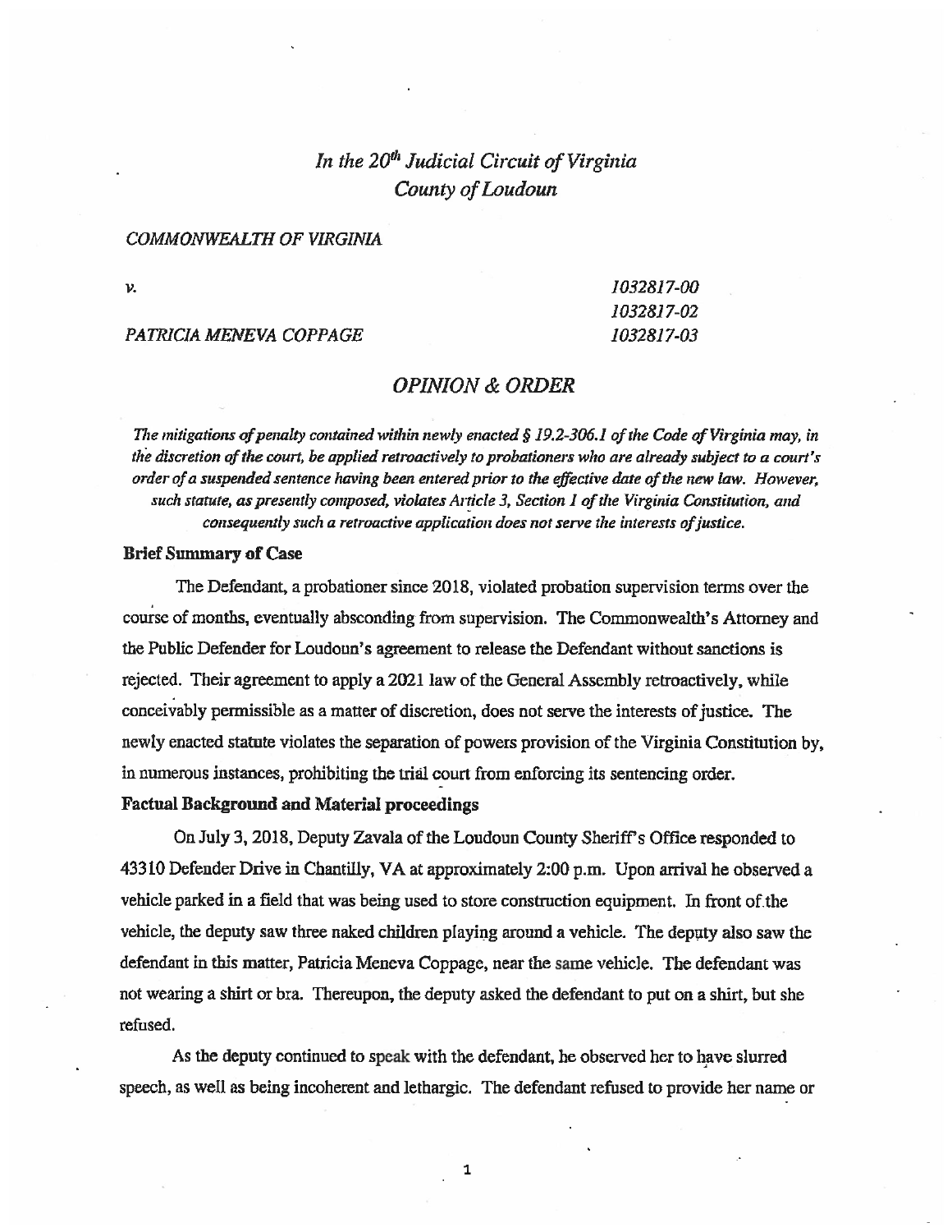*In the 20th Judicial Circuit of Virginia*
*County of Loudoun*

*COMMONWEALTH OF VIRGINIA*

*v.* | *1032817-00*
--- | ---
 | *1032817-02*
*PATRICIA MENEVA COPPAGE* | *1032817-03*

## *OPINION & ORDER*

*The mitigations of penalty contained within newly enacted § 19.2-306.1 of the Code of Virginia may, in the discretion of the court, be applied retroactively to probationers who are already subject to a court's order of a suspended sentence having been entered prior to the effective date of the new law. However, such statute, as presently composed, violates Article 3, Section 1 of the Virginia Constitution, and consequently such a retroactive application does not serve the interests of justice.*

**Brief Summary of Case**

The Defendant, a probationer since 2018, violated probation supervision terms over the course of months, eventually absconding from supervision. The Commonwealth's Attorney and the Public Defender for Loudoun's agreement to release the Defendant without sanctions is rejected. Their agreement to apply a 2021 law of the General Assembly retroactively, while conceivably permissible as a matter of discretion, does not serve the interests of justice. The newly enacted statute violates the separation of powers provision of the Virginia Constitution by, in numerous instances, prohibiting the trial court from enforcing its sentencing order.

**Factual Background and Material proceedings**

On July 3, 2018, Deputy Zavala of the Loudoun County Sheriff's Office responded to 43310 Defender Drive in Chantilly, VA at approximately 2:00 p.m. Upon arrival he observed a vehicle parked in a field that was being used to store construction equipment. In front of the vehicle, the deputy saw three naked children playing around a vehicle. The deputy also saw the defendant in this matter, Patricia Meneva Coppage, near the same vehicle. The defendant was not wearing a shirt or bra. Thereupon, the deputy asked the defendant to put on a shirt, but she refused.

As the deputy continued to speak with the defendant, he observed her to have slurred speech, as well as being incoherent and lethargic. The defendant refused to provide her name or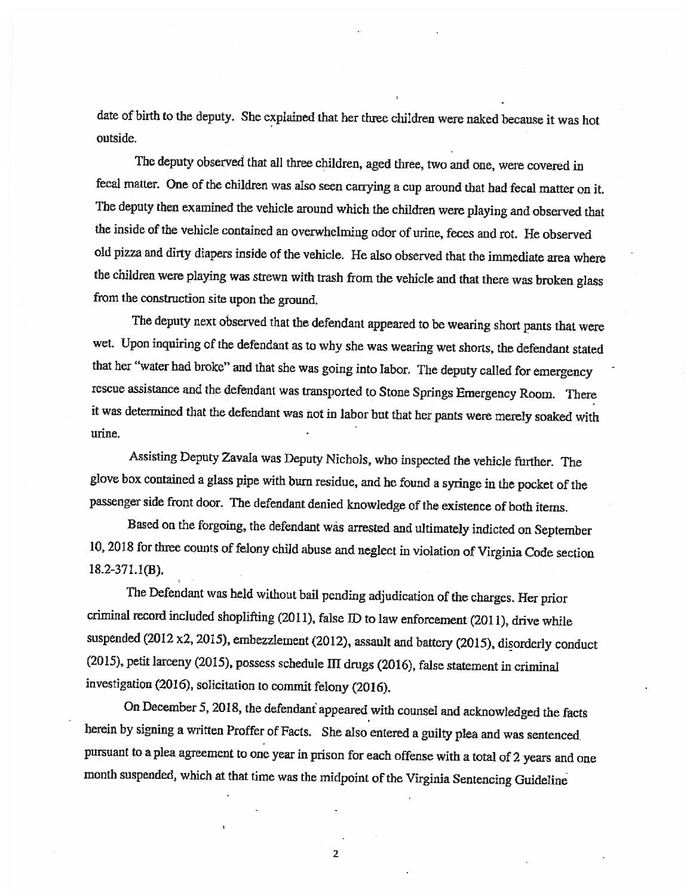date of birth to the deputy. She explained that her three children were naked because it was hot outside.

The deputy observed that all three children, aged three, two and one, were covered in fecal matter. One of the children was also seen carrying a cup around that had fecal matter on it. The deputy then examined the vehicle around which the children were playing and observed that the inside of the vehicle contained an overwhelming odor of urine, feces and rot. He observed old pizza and dirty diapers inside of the vehicle. He also observed that the immediate area where the children were playing was strewn with trash from the vehicle and that there was broken glass from the construction site upon the ground.

The deputy next observed that the defendant appeared to be wearing short pants that were wet. Upon inquiring of the defendant as to why she was wearing wet shorts, the defendant stated that her "water had broke" and that she was going into labor. The deputy called for emergency rescue assistance and the defendant was transported to Stone Springs Emergency Room. There it was determined that the defendant was not in labor but that her pants were merely soaked with urine.

Assisting Deputy Zavala was Deputy Nichols, who inspected the vehicle further. The glove box contained a glass pipe with burn residue, and he found a syringe in the pocket of the passenger side front door. The defendant denied knowledge of the existence of both items.

Based on the forgoing, the defendant was arrested and ultimately indicted on September 10, 2018 for three counts of felony child abuse and neglect in violation of Virginia Code section 18.2-371.1(B).

The Defendant was held without bail pending adjudication of the charges. Her prior criminal record included shoplifting (2011), false ID to law enforcement (2011), drive while suspended (2012 x2, 2015), embezzlement (2012), assault and battery (2015), disorderly conduct (2015), petit larceny (2015), possess schedule III drugs (2016), false statement in criminal investigation (2016), solicitation to commit felony (2016).

On December 5, 2018, the defendant appeared with counsel and acknowledged the facts herein by signing a written Proffer of Facts. She also entered a guilty plea and was sentenced pursuant to a plea agreement to one year in prison for each offense with a total of 2 years and one month suspended, which at that time was the midpoint of the Virginia Sentencing Guideline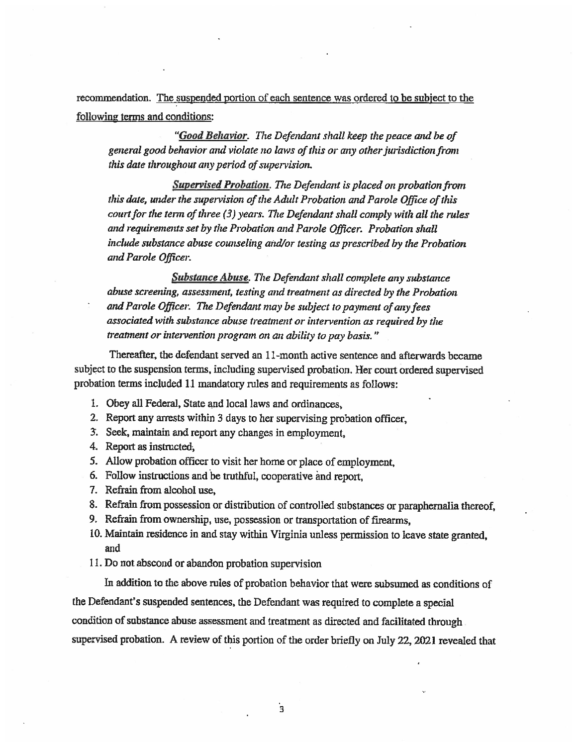recommendation. The suspended portion of each sentence was ordered to be subject to the following terms and conditions:

> "***Good Behavior***. *The Defendant shall keep the peace and be of general good behavior and violate no laws of this or any other jurisdiction from this date throughout any period of supervision.*
>
> ***Supervised Probation***. *The Defendant is placed on probation from this date, under the supervision of the Adult Probation and Parole Office of this court for the term of three (3) years. The Defendant shall comply with all the rules and requirements set by the Probation and Parole Officer. Probation shall include substance abuse counseling and/or testing as prescribed by the Probation and Parole Officer.*
>
> ***Substance Abuse***. *The Defendant shall complete any substance abuse screening, assessment, testing and treatment as directed by the Probation and Parole Officer. The Defendant may be subject to payment of any fees associated with substance abuse treatment or intervention as required by the treatment or intervention program on an ability to pay basis.*"

Thereafter, the defendant served an 11-month active sentence and afterwards became subject to the suspension terms, including supervised probation. Her court ordered supervised probation terms included 11 mandatory rules and requirements as follows:

1. Obey all Federal, State and local laws and ordinances,
2. Report any arrests within 3 days to her supervising probation officer,
3. Seek, maintain and report any changes in employment,
4. Report as instructed,
5. Allow probation officer to visit her home or place of employment,
6. Follow instructions and be truthful, cooperative and report,
7. Refrain from alcohol use,
8. Refrain from possession or distribution of controlled substances or paraphernalia thereof,
9. Refrain from ownership, use, possession or transportation of firearms,
10. Maintain residence in and stay within Virginia unless permission to leave state granted, and
11. Do not abscond or abandon probation supervision

In addition to the above rules of probation behavior that were subsumed as conditions of the Defendant's suspended sentences, the Defendant was required to complete a special condition of substance abuse assessment and treatment as directed and facilitated through supervised probation. A review of this portion of the order briefly on July 22, 2021 revealed that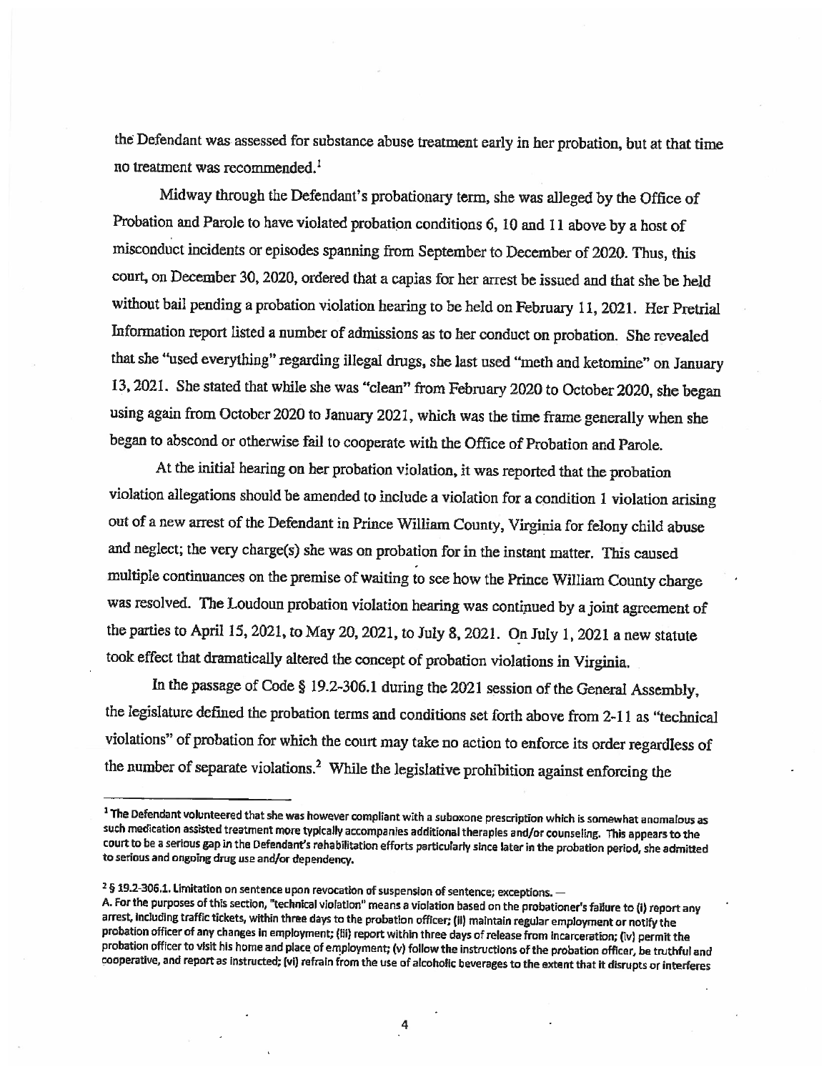the Defendant was assessed for substance abuse treatment early in her probation, but at that time no treatment was recommended.[1]

Midway through the Defendant's probationary term, she was alleged by the Office of Probation and Parole to have violated probation conditions 6, 10 and 11 above by a host of misconduct incidents or episodes spanning from September to December of 2020. Thus, this court, on December 30, 2020, ordered that a capias for her arrest be issued and that she be held without bail pending a probation violation hearing to be held on February 11, 2021. Her Pretrial Information report listed a number of admissions as to her conduct on probation. She revealed that she "used everything" regarding illegal drugs, she last used "meth and ketomine" on January 13, 2021. She stated that while she was "clean" from February 2020 to October 2020, she began using again from October 2020 to January 2021, which was the time frame generally when she began to abscond or otherwise fail to cooperate with the Office of Probation and Parole.

At the initial hearing on her probation violation, it was reported that the probation violation allegations should be amended to include a violation for a condition 1 violation arising out of a new arrest of the Defendant in Prince William County, Virginia for felony child abuse and neglect; the very charge(s) she was on probation for in the instant matter. This caused multiple continuances on the premise of waiting to see how the Prince William County charge was resolved. The Loudoun probation violation hearing was continued by a joint agreement of the parties to April 15, 2021, to May 20, 2021, to July 8, 2021. On July 1, 2021 a new statute took effect that dramatically altered the concept of probation violations in Virginia.

In the passage of Code § 19.2-306.1 during the 2021 session of the General Assembly, the legislature defined the probation terms and conditions set forth above from 2-11 as "technical violations" of probation for which the court may take no action to enforce its order regardless of the number of separate violations.[2] While the legislative prohibition against enforcing the

---

[1] The Defendant volunteered that she was however compliant with a suboxone prescription which is somewhat anomalous as such medication assisted treatment more typically accompanies additional therapies and/or counseling. This appears to the court to be a serious gap in the Defendant's rehabilitation efforts particularly since later in the probation period, she admitted to serious and ongoing drug use and/or dependency.

[2] § 19.2-306.1. Limitation on sentence upon revocation of suspension of sentence; exceptions. —
A. For the purposes of this section, "technical violation" means a violation based on the probationer's failure to (i) report any arrest, including traffic tickets, within three days to the probation officer; (ii) maintain regular employment or notify the probation officer of any changes in employment; (iii) report within three days of release from incarceration; (iv) permit the probation officer to visit his home and place of employment; (v) follow the instructions of the probation officer, be truthful and cooperative, and report as instructed; (vi) refrain from the use of alcoholic beverages to the extent that it disrupts or interferes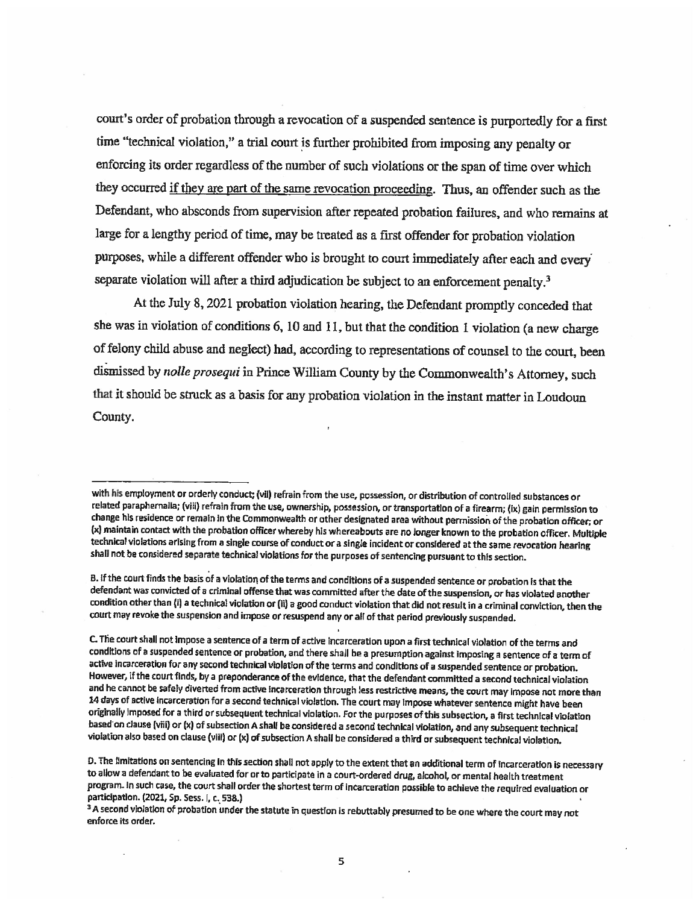court's order of probation through a revocation of a suspended sentence is purportedly for a first time "technical violation," a trial court is further prohibited from imposing any penalty or enforcing its order regardless of the number of such violations or the span of time over which they occurred <u>if they are part of the same revocation proceeding</u>. Thus, an offender such as the Defendant, who absconds from supervision after repeated probation failures, and who remains at large for a lengthy period of time, may be treated as a first offender for probation violation purposes, while a different offender who is brought to court immediately after each and every separate violation will after a third adjudication be subject to an enforcement penalty.[3]

At the July 8, 2021 probation violation hearing, the Defendant promptly conceded that she was in violation of conditions 6, 10 and 11, but that the condition 1 violation (a new charge of felony child abuse and neglect) had, according to representations of counsel to the court, been dismissed by *nolle prosequi* in Prince William County by the Commonwealth's Attorney, such that it should be struck as a basis for any probation violation in the instant matter in Loudoun County.

---

with his employment or orderly conduct; (vii) refrain from the use, possession, or distribution of controlled substances or related paraphernalia; (viii) refrain from the use, ownership, possession, or transportation of a firearm; (ix) gain permission to change his residence or remain in the Commonwealth or other designated area without permission of the probation officer; or (x) maintain contact with the probation officer whereby his whereabouts are no longer known to the probation officer. Multiple technical violations arising from a single course of conduct or a single incident or considered at the same revocation hearing shall not be considered separate technical violations for the purposes of sentencing pursuant to this section.

B. If the court finds the basis of a violation of the terms and conditions of a suspended sentence or probation is that the defendant was convicted of a criminal offense that was committed after the date of the suspension, or has violated another condition other than (i) a technical violation or (ii) a good conduct violation that did not result in a criminal conviction, then the court may revoke the suspension and impose or resuspend any or all of that period previously suspended.

C. The court shall not impose a sentence of a term of active incarceration upon a first technical violation of the terms and conditions of a suspended sentence or probation, and there shall be a presumption against imposing a sentence of a term of active incarceration for any second technical violation of the terms and conditions of a suspended sentence or probation. However, if the court finds, by a preponderance of the evidence, that the defendant committed a second technical violation and he cannot be safely diverted from active incarceration through less restrictive means, the court may impose not more than 14 days of active incarceration for a second technical violation. The court may impose whatever sentence might have been originally imposed for a third or subsequent technical violation. For the purposes of this subsection, a first technical violation based on clause (viii) or (x) of subsection A shall be considered a second technical violation, and any subsequent technical violation also based on clause (viii) or (x) of subsection A shall be considered a third or subsequent technical violation.

D. The limitations on sentencing in this section shall not apply to the extent that an additional term of incarceration is necessary to allow a defendant to be evaluated for or to participate in a court-ordered drug, alcohol, or mental health treatment program. In such case, the court shall order the shortest term of incarceration possible to achieve the required evaluation or participation. (2021, Sp. Sess. I, c. 538.)

[3] A second violation of probation under the statute in question is rebuttably presumed to be one where the court may not enforce its order.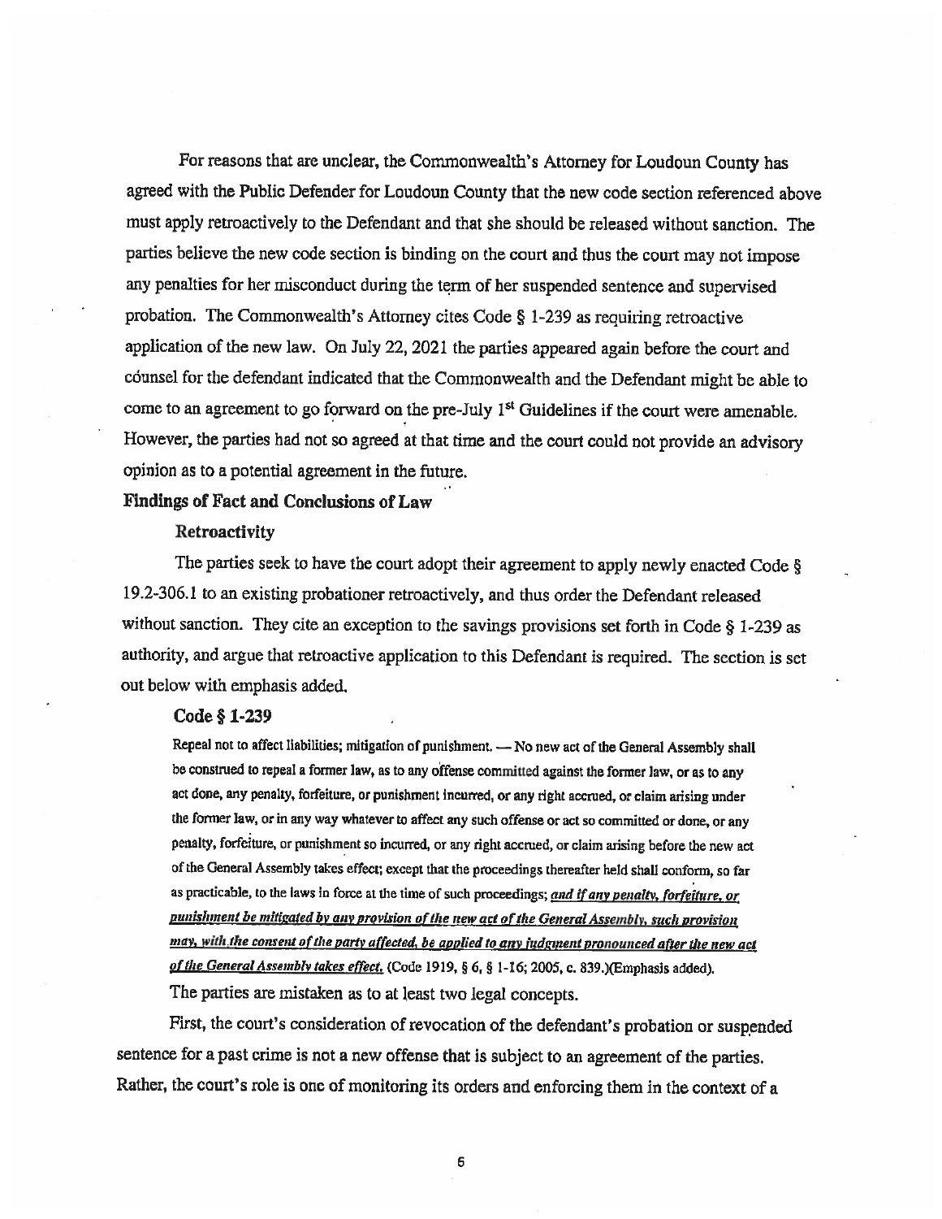For reasons that are unclear, the Commonwealth's Attorney for Loudoun County has agreed with the Public Defender for Loudoun County that the new code section referenced above must apply retroactively to the Defendant and that she should be released without sanction. The parties believe the new code section is binding on the court and thus the court may not impose any penalties for her misconduct during the term of her suspended sentence and supervised probation. The Commonwealth's Attorney cites Code § 1-239 as requiring retroactive application of the new law. On July 22, 2021 the parties appeared again before the court and counsel for the defendant indicated that the Commonwealth and the Defendant might be able to come to an agreement to go forward on the pre-July 1st Guidelines if the court were amenable. However, the parties had not so agreed at that time and the court could not provide an advisory opinion as to a potential agreement in the future.

**Findings of Fact and Conclusions of Law**

**Retroactivity**

The parties seek to have the court adopt their agreement to apply newly enacted Code § 19.2-306.1 to an existing probationer retroactively, and thus order the Defendant released without sanction. They cite an exception to the savings provisions set forth in Code § 1-239 as authority, and argue that retroactive application to this Defendant is required. The section is set out below with emphasis added.

**Code § 1-239**

Repeal not to affect liabilities; mitigation of punishment. — No new act of the General Assembly shall be construed to repeal a former law, as to any offense committed against the former law, or as to any act done, any penalty, forfeiture, or punishment incurred, or any right accrued, or claim arising under the former law, or in any way whatever to affect any such offense or act so committed or done, or any penalty, forfeiture, or punishment so incurred, or any right accrued, or claim arising before the new act of the General Assembly takes effect; except that the proceedings thereafter held shall conform, so far as practicable, to the laws in force at the time of such proceedings; ***and if any penalty, forfeiture, or punishment be mitigated by any provision of the new act of the General Assembly, such provision may, with the consent of the party affected, be applied to any judgment pronounced after the new act of the General Assembly takes effect.*** (Code 1919, § 6, § 1-16; 2005, c. 839.)(Emphasis added).

The parties are mistaken as to at least two legal concepts.

First, the court's consideration of revocation of the defendant's probation or suspended sentence for a past crime is not a new offense that is subject to an agreement of the parties. Rather, the court's role is one of monitoring its orders and enforcing them in the context of a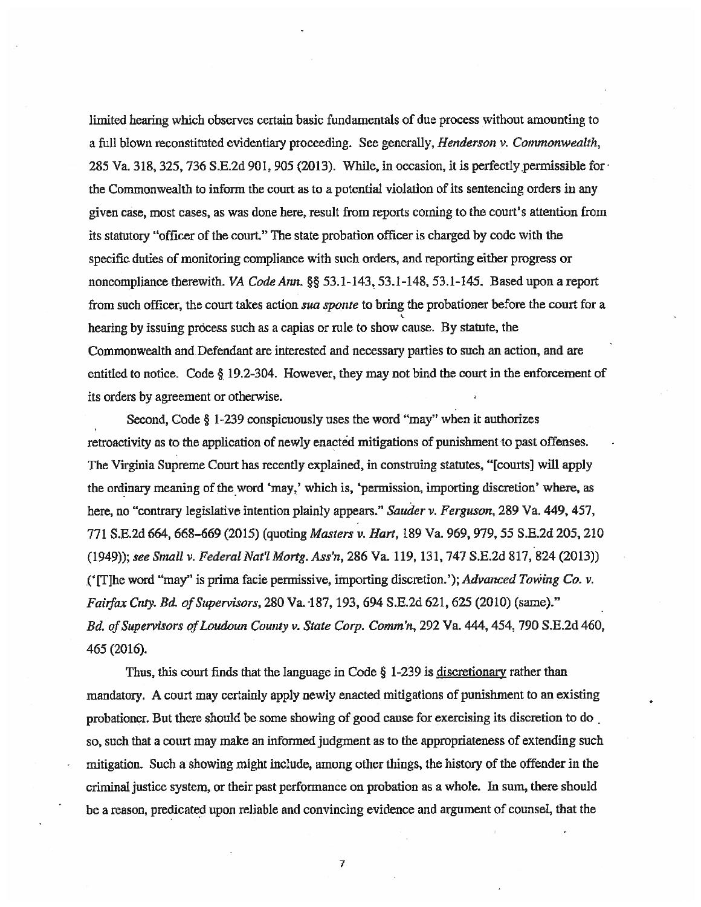limited hearing which observes certain basic fundamentals of due process without amounting to a full blown reconstituted evidentiary proceeding. See generally, *Henderson v. Commonwealth*, 285 Va. 318, 325, 736 S.E.2d 901, 905 (2013). While, in occasion, it is perfectly permissible for the Commonwealth to inform the court as to a potential violation of its sentencing orders in any given case, most cases, as was done here, result from reports coming to the court's attention from its statutory "officer of the court." The state probation officer is charged by code with the specific duties of monitoring compliance with such orders, and reporting either progress or noncompliance therewith. *VA Code Ann.* §§ 53.1-143, 53.1-148, 53.1-145. Based upon a report from such officer, the court takes action *sua sponte* to bring the probationer before the court for a hearing by issuing process such as a capias or rule to show cause. By statute, the Commonwealth and Defendant are interested and necessary parties to such an action, and are entitled to notice. Code § 19.2-304. However, they may not bind the court in the enforcement of its orders by agreement or otherwise.

Second, Code § 1-239 conspicuously uses the word "may" when it authorizes retroactivity as to the application of newly enacted mitigations of punishment to past offenses. The Virginia Supreme Court has recently explained, in construing statutes, "[courts] will apply the ordinary meaning of the word 'may,' which is, 'permission, importing discretion' where, as here, no "contrary legislative intention plainly appears." *Sauder v. Ferguson*, 289 Va. 449, 457, 771 S.E.2d 664, 668–669 (2015) (quoting *Masters v. Hart*, 189 Va. 969, 979, 55 S.E.2d 205, 210 (1949)); *see Small v. Federal Nat'l Mortg. Ass'n*, 286 Va. 119, 131, 747 S.E.2d 817, 824 (2013)) ('[T]he word "may" is prima facie permissive, importing discretion.'); *Advanced Towing Co. v. Fairfax Cnty. Bd. of Supervisors*, 280 Va. 187, 193, 694 S.E.2d 621, 625 (2010) (same)." *Bd. of Supervisors of Loudoun County v. State Corp. Comm'n*, 292 Va. 444, 454, 790 S.E.2d 460, 465 (2016).

Thus, this court finds that the language in Code § 1-239 is discretionary rather than mandatory. A court may certainly apply newly enacted mitigations of punishment to an existing probationer. But there should be some showing of good cause for exercising its discretion to do so, such that a court may make an informed judgment as to the appropriateness of extending such mitigation. Such a showing might include, among other things, the history of the offender in the criminal justice system, or their past performance on probation as a whole. In sum, there should be a reason, predicated upon reliable and convincing evidence and argument of counsel, that the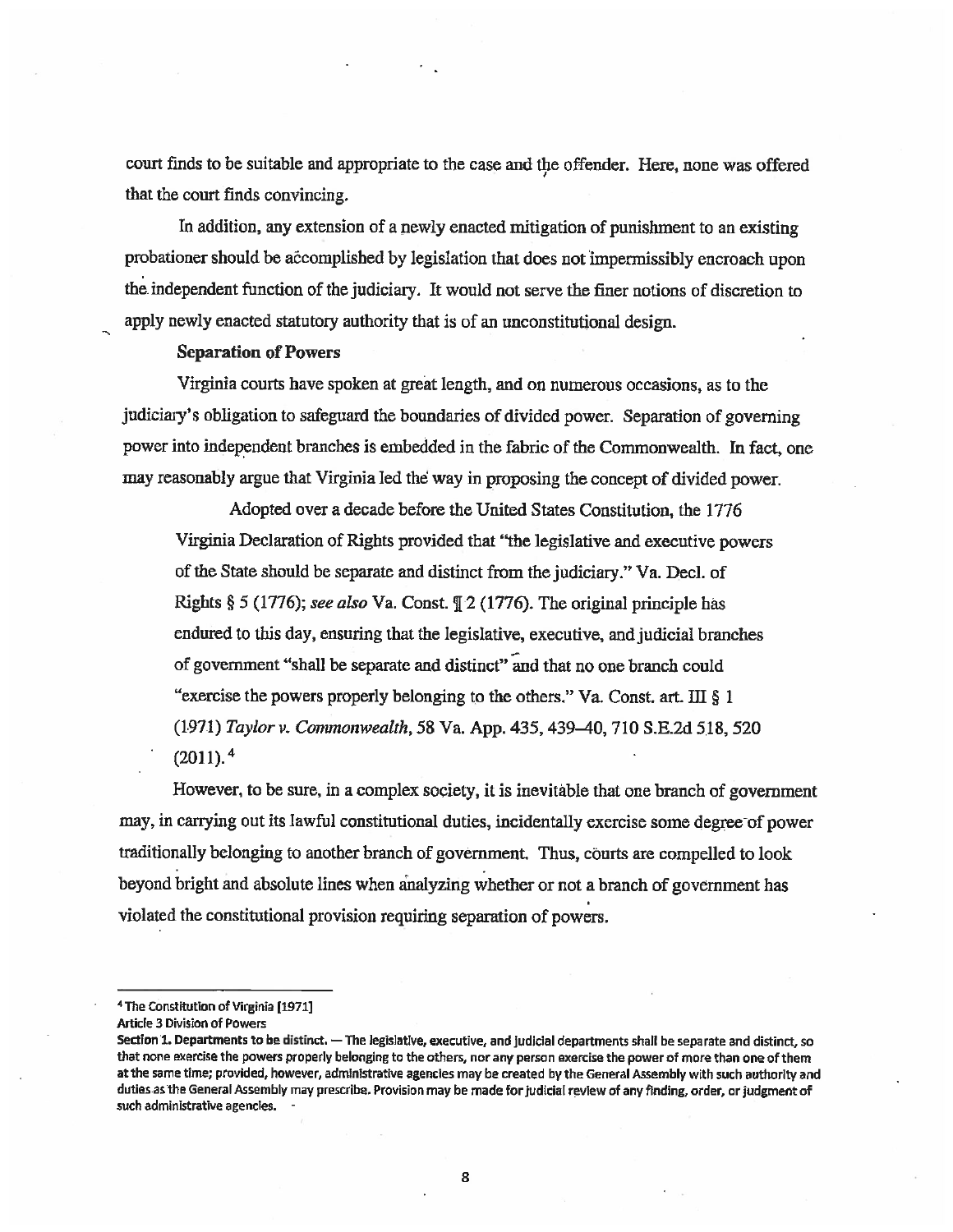court finds to be suitable and appropriate to the case and the offender. Here, none was offered that the court finds convincing.

In addition, any extension of a newly enacted mitigation of punishment to an existing probationer should be accomplished by legislation that does not impermissibly encroach upon the independent function of the judiciary. It would not serve the finer notions of discretion to apply newly enacted statutory authority that is of an unconstitutional design.

**Separation of Powers**

Virginia courts have spoken at great length, and on numerous occasions, as to the judiciary's obligation to safeguard the boundaries of divided power. Separation of governing power into independent branches is embedded in the fabric of the Commonwealth. In fact, one may reasonably argue that Virginia led the way in proposing the concept of divided power.

> Adopted over a decade before the United States Constitution, the 1776 Virginia Declaration of Rights provided that "the legislative and executive powers of the State should be separate and distinct from the judiciary." Va. Decl. of Rights § 5 (1776); *see also* Va. Const. ¶ 2 (1776). The original principle has endured to this day, ensuring that the legislative, executive, and judicial branches of government "shall be separate and distinct" and that no one branch could "exercise the powers properly belonging to the others." Va. Const. art. III § 1 (1971) *Taylor v. Commonwealth*, 58 Va. App. 435, 439–40, 710 S.E.2d 518, 520 (2011).[4]

However, to be sure, in a complex society, it is inevitable that one branch of government may, in carrying out its lawful constitutional duties, incidentally exercise some degree of power traditionally belonging to another branch of government. Thus, courts are compelled to look beyond bright and absolute lines when analyzing whether or not a branch of government has violated the constitutional provision requiring separation of powers.

---

[4] The Constitution of Virginia [1971]
Article 3 Division of Powers
**Section 1. Departments to be distinct.** — The legislative, executive, and judicial departments shall be separate and distinct, so that none exercise the powers properly belonging to the others, nor any person exercise the power of more than one of them at the same time; provided, however, administrative agencies may be created by the General Assembly with such authority and duties as the General Assembly may prescribe. Provision may be made for judicial review of any finding, order, or judgment of such administrative agencies.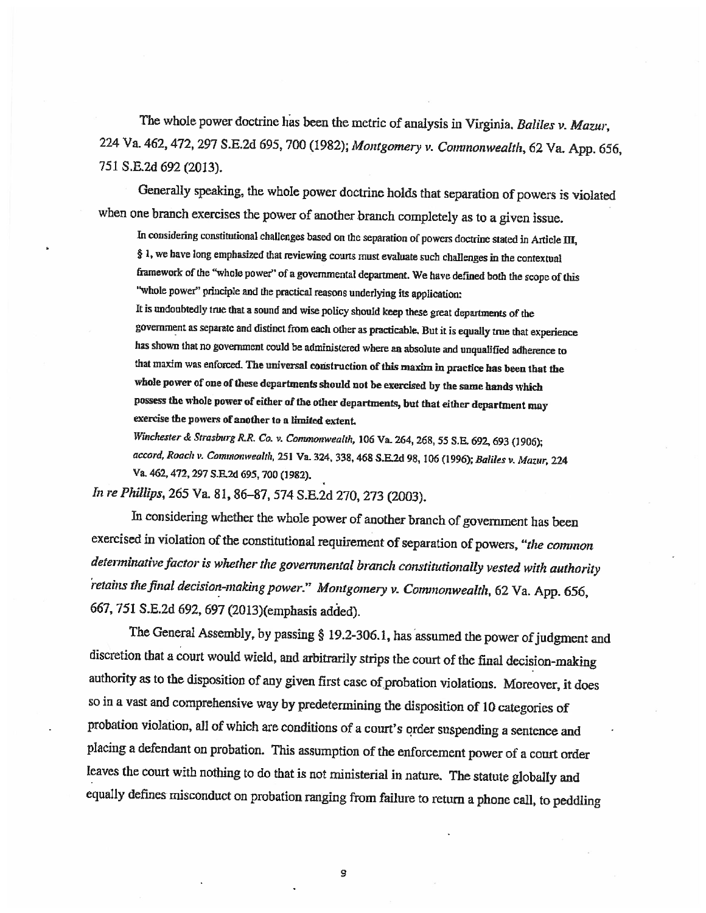The whole power doctrine has been the metric of analysis in Virginia. *Baliles v. Mazur*, 224 Va. 462, 472, 297 S.E.2d 695, 700 (1982); *Montgomery v. Commonwealth*, 62 Va. App. 656, 751 S.E.2d 692 (2013).

Generally speaking, the whole power doctrine holds that separation of powers is violated when one branch exercises the power of another branch completely as to a given issue.

> In considering constitutional challenges based on the separation of powers doctrine stated in Article III, § 1, we have long emphasized that reviewing courts must evaluate such challenges in the contextual framework of the "whole power" of a governmental department. We have defined both the scope of this "whole power" principle and the practical reasons underlying its application:
>
> It is undoubtedly true that a sound and wise policy should keep these great departments of the government as separate and distinct from each other as practicable. But it is equally true that experience has shown that no government could be administered where an absolute and unqualified adherence to that maxim was enforced. **The universal construction of this maxim in practice has been that the whole power of one of these departments should not be exercised by the same hands which possess the whole power of either of the other departments, but that either department may exercise the powers of another to a limited extent.**
>
> *Winchester & Strasburg R.R. Co. v. Commonwealth*, 106 Va. 264, 268, 55 S.E. 692, 693 (1906); *accord*, *Roach v. Commonwealth*, 251 Va. 324, 338, 468 S.E.2d 98, 106 (1996); *Baliles v. Mazur*, 224 Va. 462, 472, 297 S.E.2d 695, 700 (1982).

*In re Phillips*, 265 Va. 81, 86–87, 574 S.E.2d 270, 273 (2003).

In considering whether the whole power of another branch of government has been exercised in violation of the constitutional requirement of separation of powers, *"the common determinative factor is whether the governmental branch constitutionally vested with authority retains the final decision-making power."* *Montgomery v. Commonwealth*, 62 Va. App. 656, 667, 751 S.E.2d 692, 697 (2013)(emphasis added).

The General Assembly, by passing § 19.2-306.1, has assumed the power of judgment and discretion that a court would wield, and arbitrarily strips the court of the final decision-making authority as to the disposition of any given first case of probation violations. Moreover, it does so in a vast and comprehensive way by predetermining the disposition of 10 categories of probation violation, all of which are conditions of a court's order suspending a sentence and placing a defendant on probation. This assumption of the enforcement power of a court order leaves the court with nothing to do that is not ministerial in nature. The statute globally and equally defines misconduct on probation ranging from failure to return a phone call, to peddling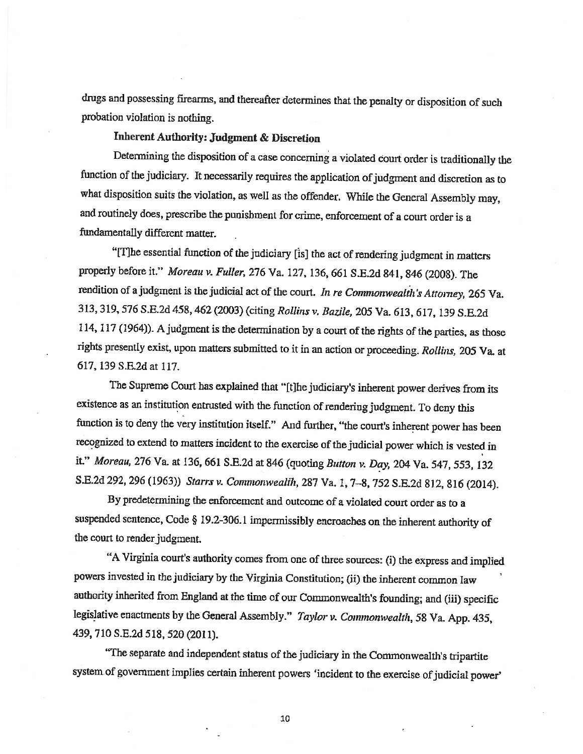drugs and possessing firearms, and thereafter determines that the penalty or disposition of such probation violation is nothing.

**Inherent Authority: Judgment & Discretion**

Determining the disposition of a case concerning a violated court order is traditionally the function of the judiciary. It necessarily requires the application of judgment and discretion as to what disposition suits the violation, as well as the offender. While the General Assembly may, and routinely does, prescribe the punishment for crime, enforcement of a court order is a fundamentally different matter.

"[T]he essential function of the judiciary [is] the act of rendering judgment in matters properly before it." *Moreau v. Fuller*, 276 Va. 127, 136, 661 S.E.2d 841, 846 (2008). The rendition of a judgment is the judicial act of the court. *In re Commonwealth's Attorney*, 265 Va. 313, 319, 576 S.E.2d 458, 462 (2003) (citing *Rollins v. Bazile*, 205 Va. 613, 617, 139 S.E.2d 114, 117 (1964)). A judgment is the determination by a court of the rights of the parties, as those rights presently exist, upon matters submitted to it in an action or proceeding. *Rollins*, 205 Va. at 617, 139 S.E.2d at 117.

The Supreme Court has explained that "[t]he judiciary's inherent power derives from its existence as an institution entrusted with the function of rendering judgment. To deny this function is to deny the very institution itself." And further, "the court's inherent power has been recognized to extend to matters incident to the exercise of the judicial power which is vested in it." *Moreau*, 276 Va. at 136, 661 S.E.2d at 846 (quoting *Button v. Day*, 204 Va. 547, 553, 132 S.E.2d 292, 296 (1963)) *Starrs v. Commonwealth*, 287 Va. 1, 7–8, 752 S.E.2d 812, 816 (2014).

By predetermining the enforcement and outcome of a violated court order as to a suspended sentence, Code § 19.2-306.1 impermissibly encroaches on the inherent authority of the court to render judgment.

"A Virginia court's authority comes from one of three sources: (i) the express and implied powers invested in the judiciary by the Virginia Constitution; (ii) the inherent common law authority inherited from England at the time of our Commonwealth's founding; and (iii) specific legislative enactments by the General Assembly." *Taylor v. Commonwealth*, 58 Va. App. 435, 439, 710 S.E.2d 518, 520 (2011).

"The separate and independent status of the judiciary in the Commonwealth's tripartite system of government implies certain inherent powers 'incident to the exercise of judicial power'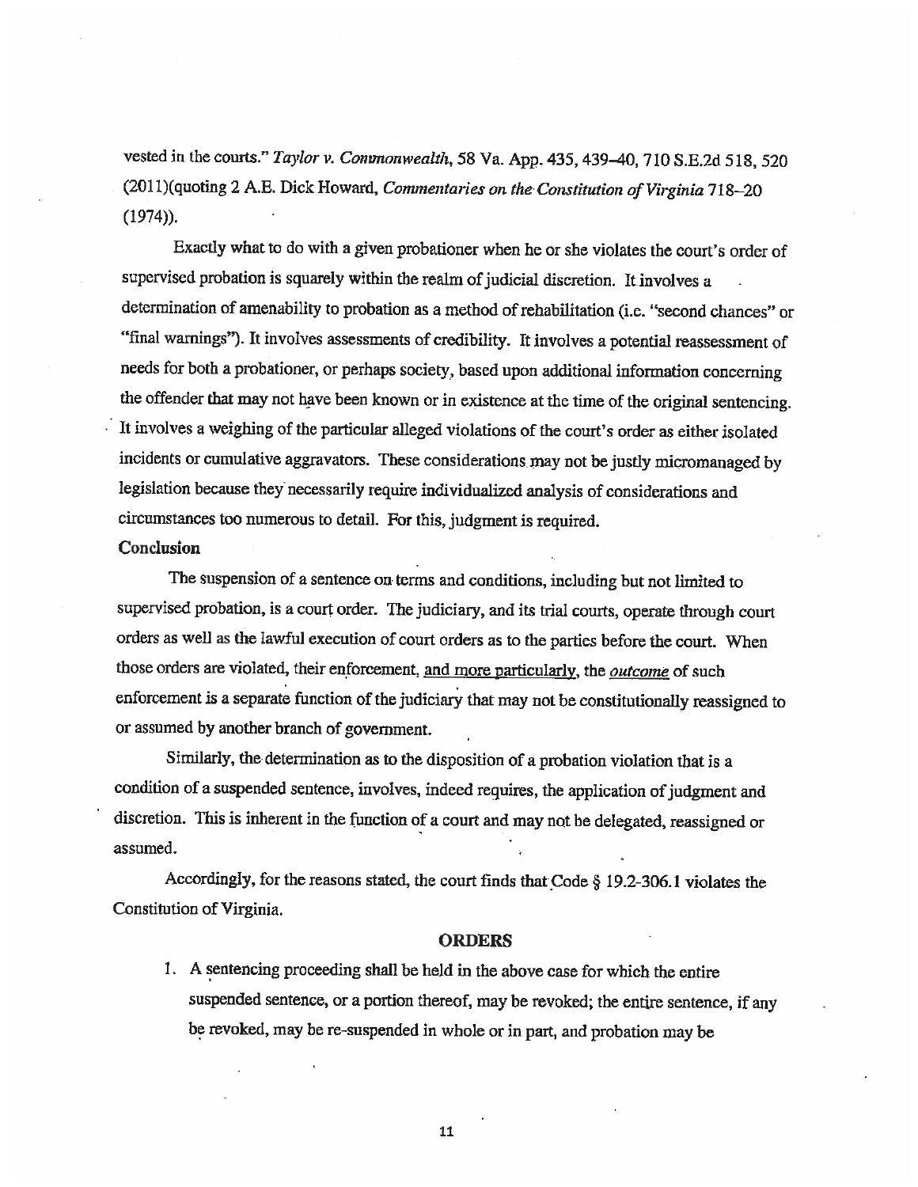vested in the courts." *Taylor v. Commonwealth*, 58 Va. App. 435, 439–40, 710 S.E.2d 518, 520 (2011)(quoting 2 A.E. Dick Howard, *Commentaries on the Constitution of Virginia* 718–20 (1974)).

Exactly what to do with a given probationer when he or she violates the court's order of supervised probation is squarely within the realm of judicial discretion. It involves a determination of amenability to probation as a method of rehabilitation (i.e. "second chances" or "final warnings"). It involves assessments of credibility. It involves a potential reassessment of needs for both a probationer, or perhaps society, based upon additional information concerning the offender that may not have been known or in existence at the time of the original sentencing. It involves a weighing of the particular alleged violations of the court's order as either isolated incidents or cumulative aggravators. These considerations may not be justly micromanaged by legislation because they necessarily require individualized analysis of considerations and circumstances too numerous to detail. For this, judgment is required.

**Conclusion**

The suspension of a sentence on terms and conditions, including but not limited to supervised probation, is a court order. The judiciary, and its trial courts, operate through court orders as well as the lawful execution of court orders as to the parties before the court. When those orders are violated, their enforcement, <u>and more particularly</u>, the <u>*outcome*</u> of such enforcement is a separate function of the judiciary that may not be constitutionally reassigned to or assumed by another branch of government.

Similarly, the determination as to the disposition of a probation violation that is a condition of a suspended sentence, involves, indeed requires, the application of judgment and discretion. This is inherent in the function of a court and may not be delegated, reassigned or assumed.

Accordingly, for the reasons stated, the court finds that Code § 19.2-306.1 violates the Constitution of Virginia.

## ORDERS

1. A sentencing proceeding shall be held in the above case for which the entire suspended sentence, or a portion thereof, may be revoked; the entire sentence, if any be revoked, may be re-suspended in whole or in part, and probation may be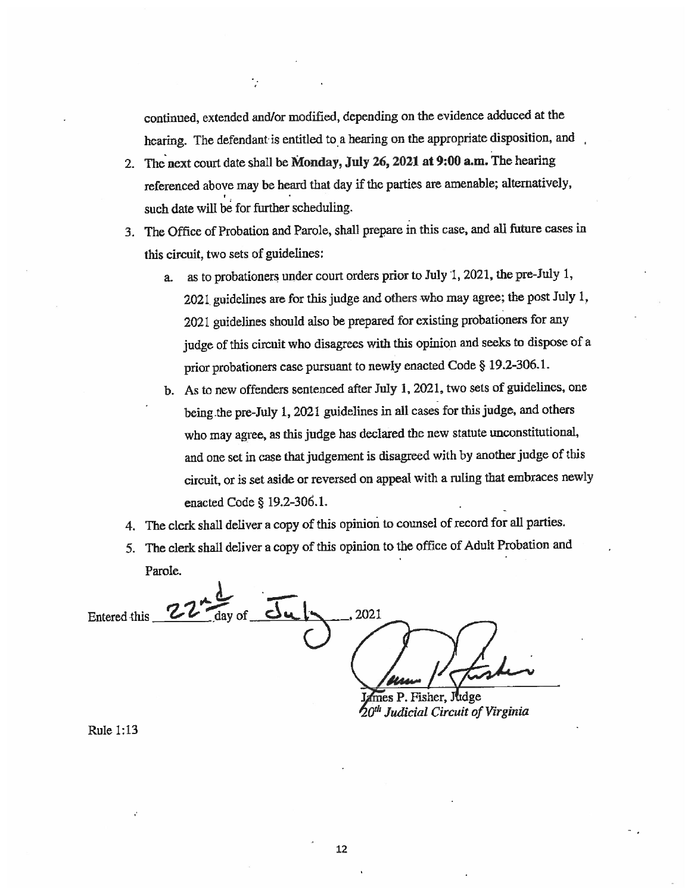continued, extended and/or modified, depending on the evidence adduced at the hearing. The defendant is entitled to a hearing on the appropriate disposition, and

2. The next court date shall be **Monday, July 26, 2021 at 9:00 a.m.** The hearing referenced above may be heard that day if the parties are amenable; alternatively, such date will be for further scheduling.
3. The Office of Probation and Parole, shall prepare in this case, and all future cases in this circuit, two sets of guidelines:
   a. as to probationers under court orders prior to July 1, 2021, the pre-July 1, 2021 guidelines are for this judge and others who may agree; the post July 1, 2021 guidelines should also be prepared for existing probationers for any judge of this circuit who disagrees with this opinion and seeks to dispose of a prior probationers case pursuant to newly enacted Code § 19.2-306.1.
   b. As to new offenders sentenced after July 1, 2021, two sets of guidelines, one being the pre-July 1, 2021 guidelines in all cases for this judge, and others who may agree, as this judge has declared the new statute unconstitutional, and one set in case that judgement is disagreed with by another judge of this circuit, or is set aside or reversed on appeal with a ruling that embraces newly enacted Code § 19.2-306.1.
4. The clerk shall deliver a copy of this opinion to counsel of record for all parties.
5. The clerk shall deliver a copy of this opinion to the office of Adult Probation and Parole.

Entered this 22nd day of July, 2021

James P. Fisher, Judge
*20th Judicial Circuit of Virginia*

Rule 1:13